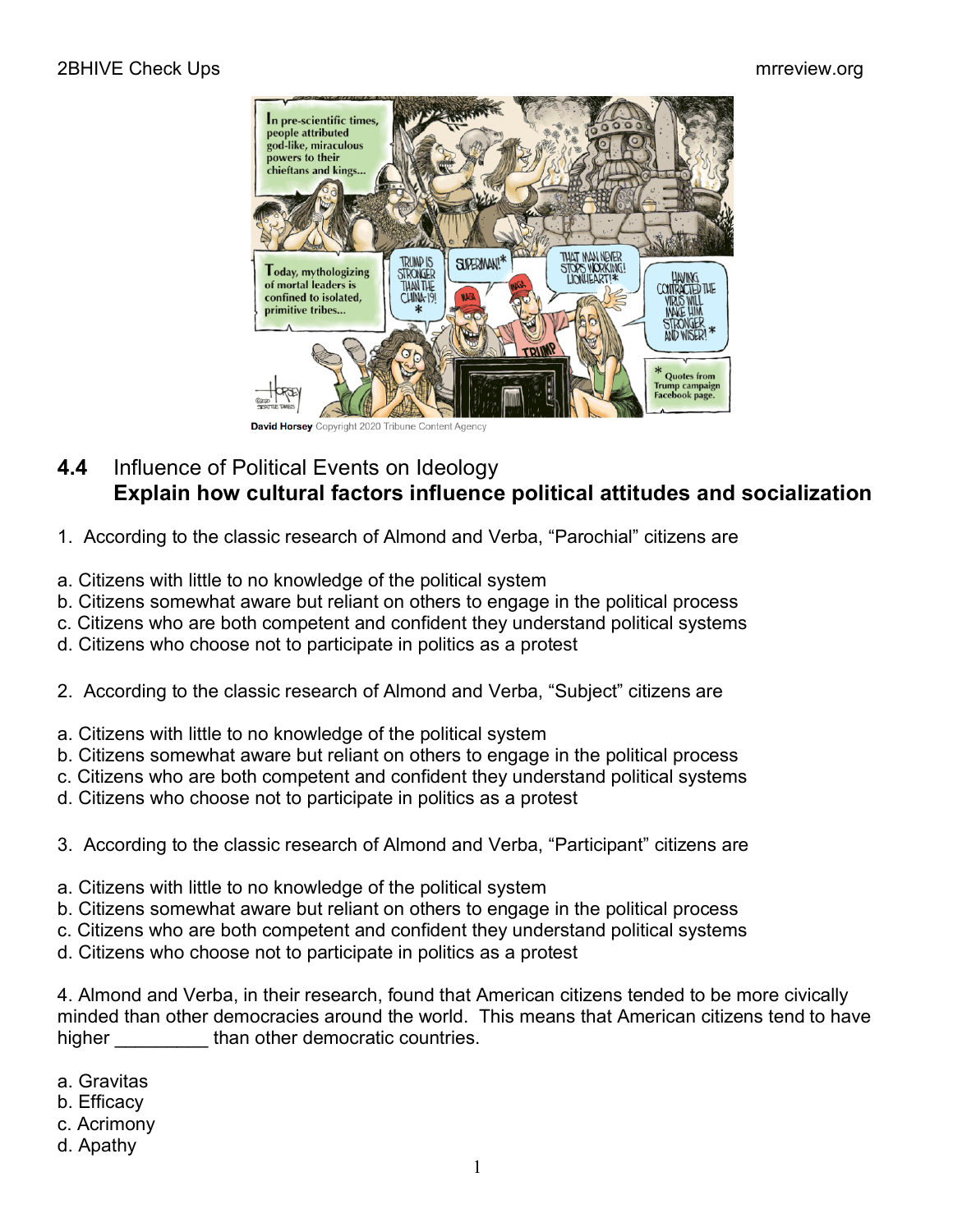David Horsey Copyright 2020 Tribune Content Agency

## 4.4 Influence of Political Events on Ideology
**Explain how cultural factors influence political attitudes and socialization**

1. According to the classic research of Almond and Verba, "Parochial" citizens are

a. Citizens with little to no knowledge of the political system
b. Citizens somewhat aware but reliant on others to engage in the political process
c. Citizens who are both competent and confident they understand political systems
d. Citizens who choose not to participate in politics as a protest

2. According to the classic research of Almond and Verba, "Subject" citizens are

a. Citizens with little to no knowledge of the political system
b. Citizens somewhat aware but reliant on others to engage in the political process
c. Citizens who are both competent and confident they understand political systems
d. Citizens who choose not to participate in politics as a protest

3. According to the classic research of Almond and Verba, "Participant" citizens are

a. Citizens with little to no knowledge of the political system
b. Citizens somewhat aware but reliant on others to engage in the political process
c. Citizens who are both competent and confident they understand political systems
d. Citizens who choose not to participate in politics as a protest

4. Almond and Verba, in their research, found that American citizens tended to be more civically minded than other democracies around the world. This means that American citizens tend to have higher _________ than other democratic countries.

a. Gravitas
b. Efficacy
c. Acrimony
d. Apathy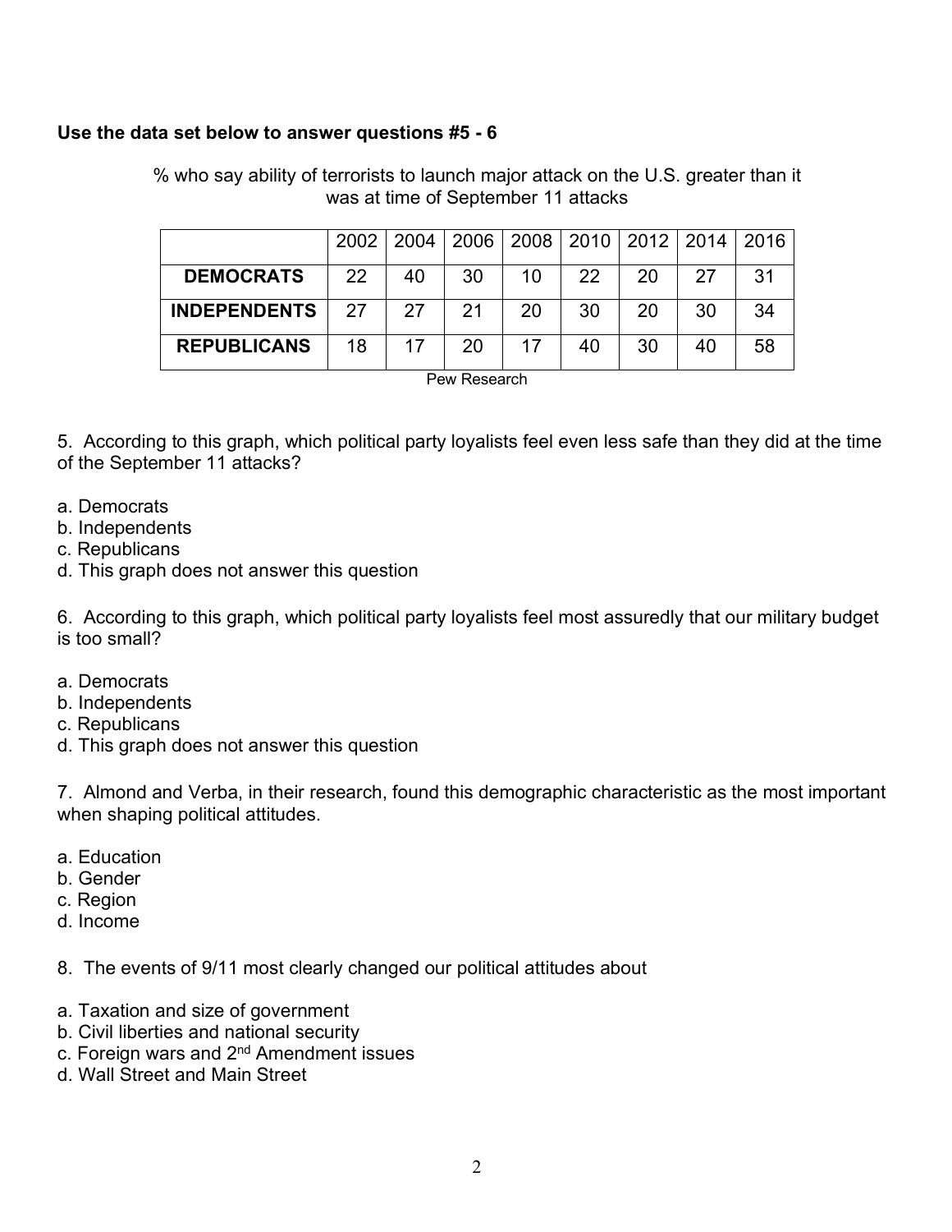**Use the data set below to answer questions #5 - 6**

% who say ability of terrorists to launch major attack on the U.S. greater than it was at time of September 11 attacks

| | 2002 | 2004 | 2006 | 2008 | 2010 | 2012 | 2014 | 2016 |
|---|---|---|---|---|---|---|---|---|
| **DEMOCRATS** | 22 | 40 | 30 | 10 | 22 | 20 | 27 | 31 |
| **INDEPENDENTS** | 27 | 27 | 21 | 20 | 30 | 20 | 30 | 34 |
| **REPUBLICANS** | 18 | 17 | 20 | 17 | 40 | 30 | 40 | 58 |

Pew Research

5. According to this graph, which political party loyalists feel even less safe than they did at the time of the September 11 attacks?

a. Democrats
b. Independents
c. Republicans
d. This graph does not answer this question

6. According to this graph, which political party loyalists feel most assuredly that our military budget is too small?

a. Democrats
b. Independents
c. Republicans
d. This graph does not answer this question

7. Almond and Verba, in their research, found this demographic characteristic as the most important when shaping political attitudes.

a. Education
b. Gender
c. Region
d. Income

8. The events of 9/11 most clearly changed our political attitudes about

a. Taxation and size of government
b. Civil liberties and national security
c. Foreign wars and 2nd Amendment issues
d. Wall Street and Main Street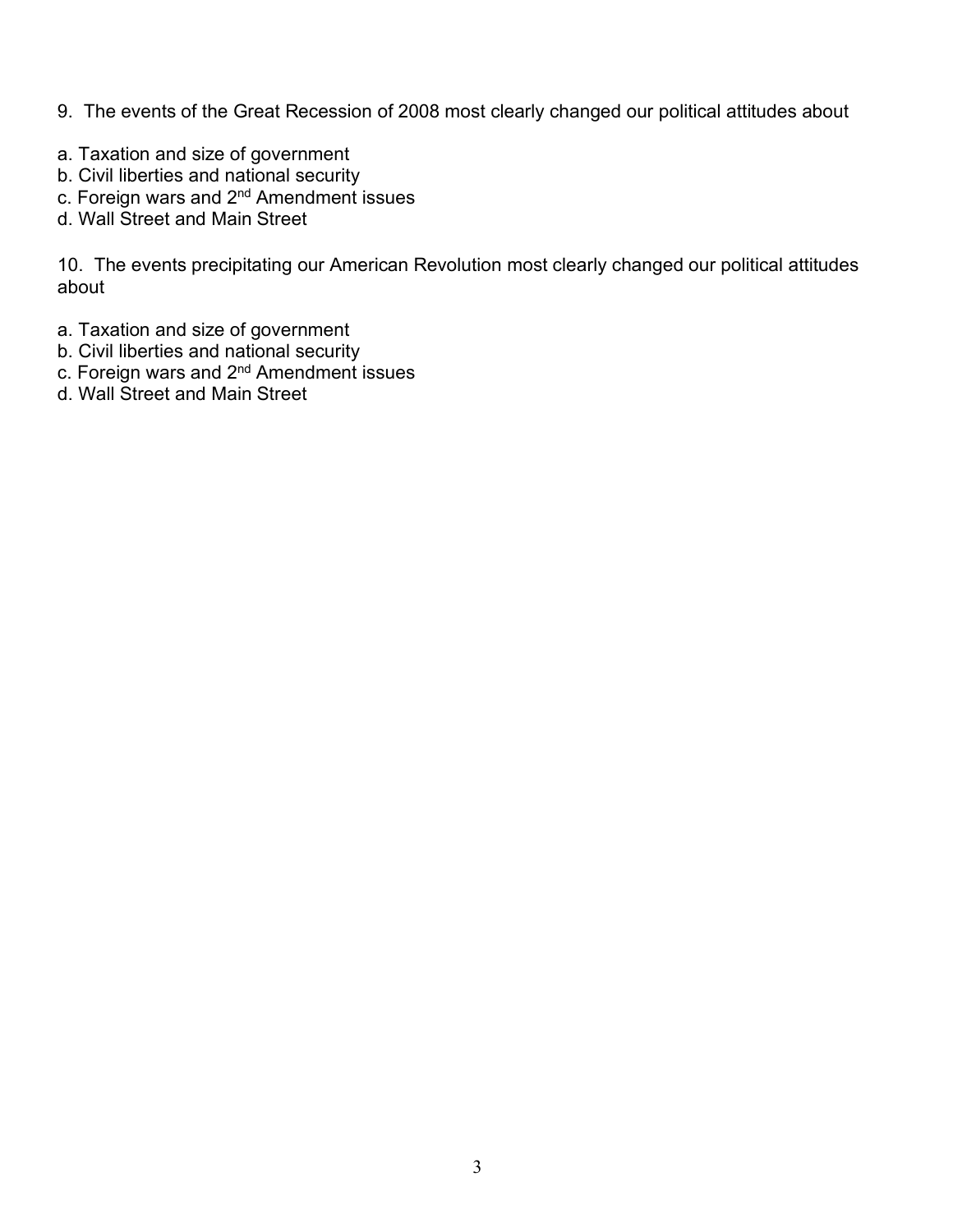9. The events of the Great Recession of 2008 most clearly changed our political attitudes about

a. Taxation and size of government
b. Civil liberties and national security
c. Foreign wars and 2nd Amendment issues
d. Wall Street and Main Street

10. The events precipitating our American Revolution most clearly changed our political attitudes about

a. Taxation and size of government
b. Civil liberties and national security
c. Foreign wars and 2nd Amendment issues
d. Wall Street and Main Street